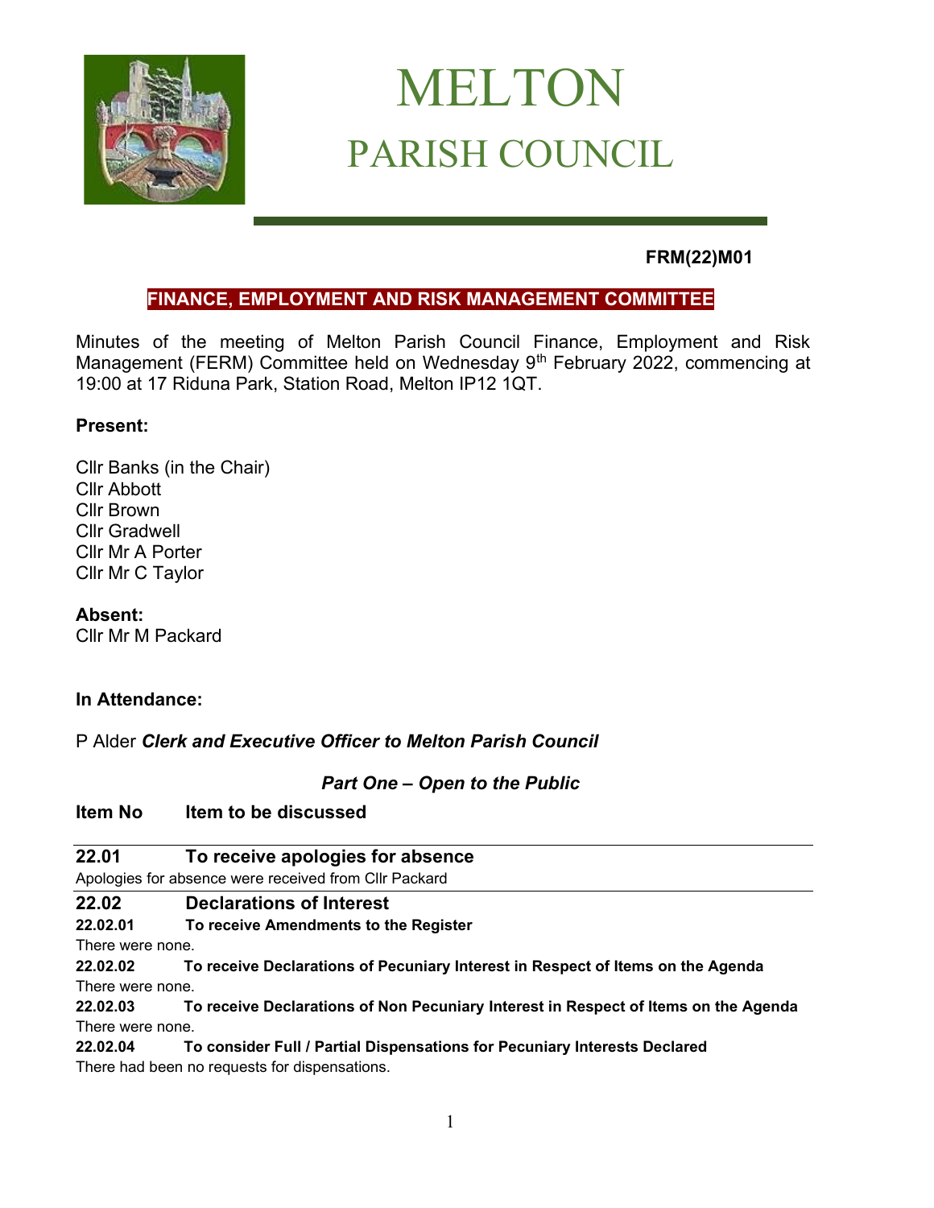# MELTON
# PARISH COUNCIL

**FRM(22)M01**

## FINANCE, EMPLOYMENT AND RISK MANAGEMENT COMMITTEE

Minutes of the meeting of Melton Parish Council Finance, Employment and Risk Management (FERM) Committee held on Wednesday 9th February 2022, commencing at 19:00 at 17 Riduna Park, Station Road, Melton IP12 1QT.

**Present:**

Cllr Banks (in the Chair)
Cllr Abbott
Cllr Brown
Cllr Gradwell
Cllr Mr A Porter
Cllr Mr C Taylor

**Absent:**
Cllr Mr M Packard

**In Attendance:**

P Alder ***Clerk and Executive Officer to Melton Parish Council***

***Part One – Open to the Public***

**Item No &nbsp;&nbsp;&nbsp; Item to be discussed**

### 22.01 &nbsp;&nbsp;&nbsp; To receive apologies for absence

Apologies for absence were received from Cllr Packard

### 22.02 &nbsp;&nbsp;&nbsp; Declarations of Interest

**22.02.01 &nbsp;&nbsp;&nbsp; To receive Amendments to the Register**

There were none.

**22.02.02 &nbsp;&nbsp;&nbsp; To receive Declarations of Pecuniary Interest in Respect of Items on the Agenda**

There were none.

**22.02.03 &nbsp;&nbsp;&nbsp; To receive Declarations of Non Pecuniary Interest in Respect of Items on the Agenda**

There were none.

**22.02.04 &nbsp;&nbsp;&nbsp; To consider Full / Partial Dispensations for Pecuniary Interests Declared**

There had been no requests for dispensations.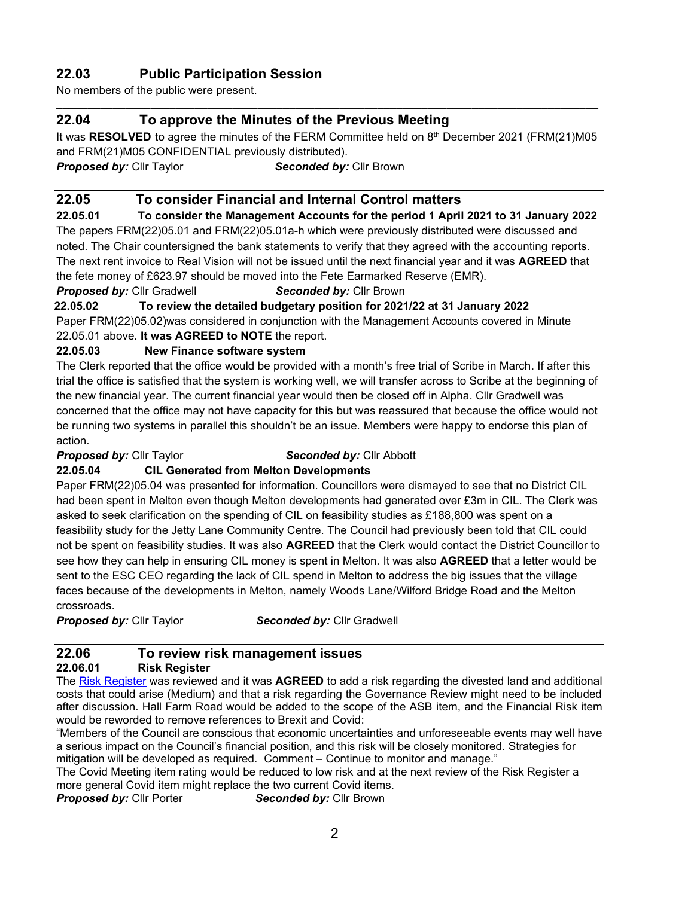## 22.03 Public Participation Session

No members of the public were present.

## 22.04 To approve the Minutes of the Previous Meeting

It was **RESOLVED** to agree the minutes of the FERM Committee held on 8th December 2021 (FRM(21)M05 and FRM(21)M05 CONFIDENTIAL previously distributed).

***Proposed by:*** Cllr Taylor ***Seconded by:*** Cllr Brown

## 22.05 To consider Financial and Internal Control matters

### 22.05.01 To consider the Management Accounts for the period 1 April 2021 to 31 January 2022

The papers FRM(22)05.01 and FRM(22)05.01a-h which were previously distributed were discussed and noted. The Chair countersigned the bank statements to verify that they agreed with the accounting reports. The next rent invoice to Real Vision will not be issued until the next financial year and it was **AGREED** that the fete money of £623.97 should be moved into the Fete Earmarked Reserve (EMR).

***Proposed by:*** Cllr Gradwell ***Seconded by:*** Cllr Brown

### 22.05.02 To review the detailed budgetary position for 2021/22 at 31 January 2022

Paper FRM(22)05.02)was considered in conjunction with the Management Accounts covered in Minute 22.05.01 above. **It was AGREED to NOTE** the report.

### 22.05.03 New Finance software system

The Clerk reported that the office would be provided with a month's free trial of Scribe in March. If after this trial the office is satisfied that the system is working well, we will transfer across to Scribe at the beginning of the new financial year. The current financial year would then be closed off in Alpha. Cllr Gradwell was concerned that the office may not have capacity for this but was reassured that because the office would not be running two systems in parallel this shouldn't be an issue. Members were happy to endorse this plan of action.

***Proposed by:*** Cllr Taylor ***Seconded by:*** Cllr Abbott

### 22.05.04 CIL Generated from Melton Developments

Paper FRM(22)05.04 was presented for information. Councillors were dismayed to see that no District CIL had been spent in Melton even though Melton developments had generated over £3m in CIL. The Clerk was asked to seek clarification on the spending of CIL on feasibility studies as £188,800 was spent on a feasibility study for the Jetty Lane Community Centre. The Council had previously been told that CIL could not be spent on feasibility studies. It was also **AGREED** that the Clerk would contact the District Councillor to see how they can help in ensuring CIL money is spent in Melton. It was also **AGREED** that a letter would be sent to the ESC CEO regarding the lack of CIL spend in Melton to address the big issues that the village faces because of the developments in Melton, namely Woods Lane/Wilford Bridge Road and the Melton crossroads.

***Proposed by:*** Cllr Taylor ***Seconded by:*** Cllr Gradwell

## 22.06 To review risk management issues

### 22.06.01 Risk Register

The Risk Register was reviewed and it was **AGREED** to add a risk regarding the divested land and additional costs that could arise (Medium) and that a risk regarding the Governance Review might need to be included after discussion. Hall Farm Road would be added to the scope of the ASB item, and the Financial Risk item would be reworded to remove references to Brexit and Covid:

"Members of the Council are conscious that economic uncertainties and unforeseeable events may well have a serious impact on the Council's financial position, and this risk will be closely monitored. Strategies for mitigation will be developed as required. Comment – Continue to monitor and manage."

The Covid Meeting item rating would be reduced to low risk and at the next review of the Risk Register a more general Covid item might replace the two current Covid items.

***Proposed by:*** Cllr Porter ***Seconded by:*** Cllr Brown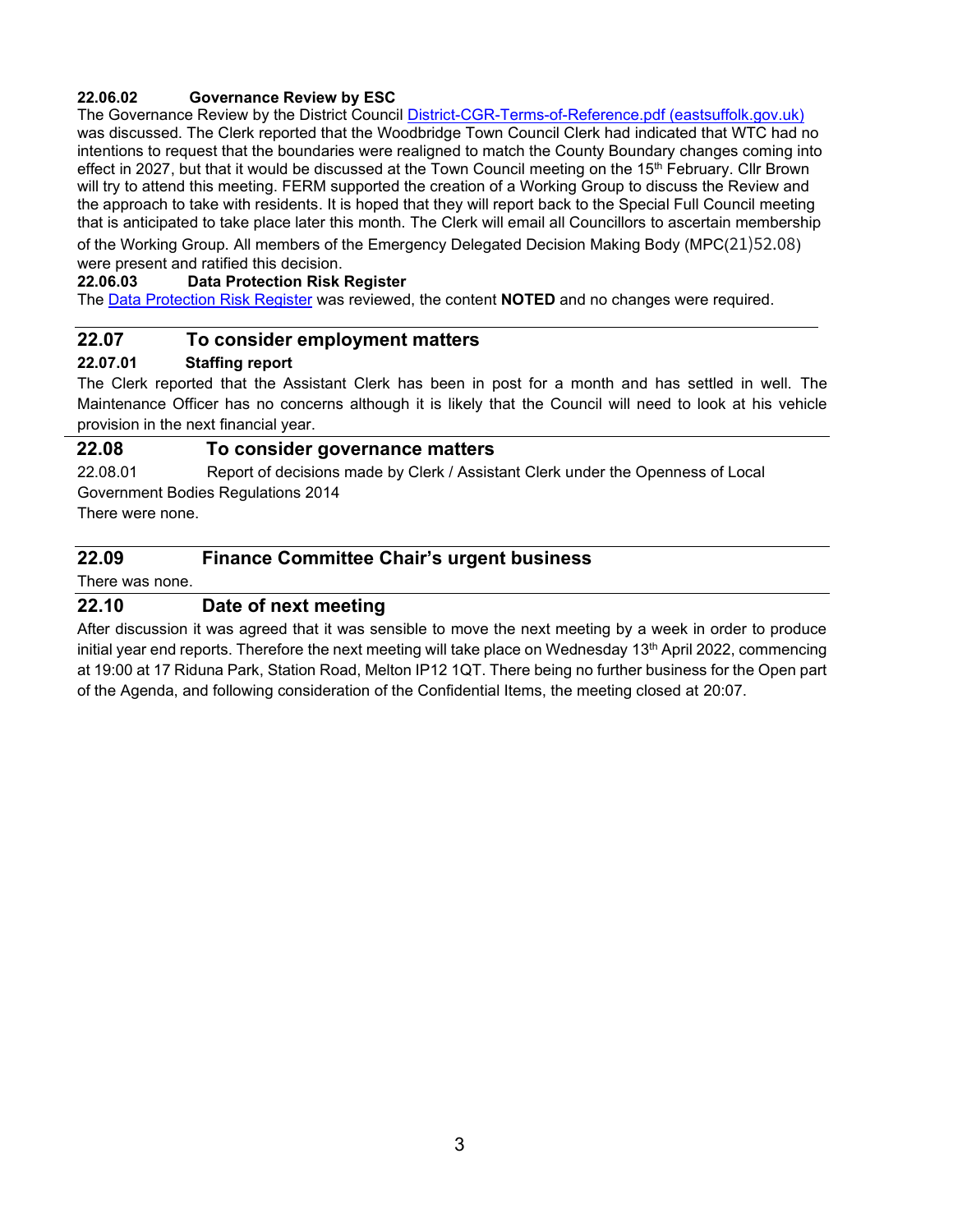### 22.06.02 Governance Review by ESC

The Governance Review by the District Council [District-CGR-Terms-of-Reference.pdf (eastsuffolk.gov.uk)](District-CGR-Terms-of-Reference.pdf) was discussed. The Clerk reported that the Woodbridge Town Council Clerk had indicated that WTC had no intentions to request that the boundaries were realigned to match the County Boundary changes coming into effect in 2027, but that it would be discussed at the Town Council meeting on the 15th February. Cllr Brown will try to attend this meeting. FERM supported the creation of a Working Group to discuss the Review and the approach to take with residents. It is hoped that they will report back to the Special Full Council meeting that is anticipated to take place later this month. The Clerk will email all Councillors to ascertain membership of the Working Group. All members of the Emergency Delegated Decision Making Body (MPC(21)52.08) were present and ratified this decision.

### 22.06.03 Data Protection Risk Register

The Data Protection Risk Register was reviewed, the content **NOTED** and no changes were required.

## 22.07 To consider employment matters

### 22.07.01 Staffing report

The Clerk reported that the Assistant Clerk has been in post for a month and has settled in well. The Maintenance Officer has no concerns although it is likely that the Council will need to look at his vehicle provision in the next financial year.

## 22.08 To consider governance matters

22.08.01 Report of decisions made by Clerk / Assistant Clerk under the Openness of Local Government Bodies Regulations 2014

There were none.

## 22.09 Finance Committee Chair's urgent business

There was none.

## 22.10 Date of next meeting

After discussion it was agreed that it was sensible to move the next meeting by a week in order to produce initial year end reports. Therefore the next meeting will take place on Wednesday 13th April 2022, commencing at 19:00 at 17 Riduna Park, Station Road, Melton IP12 1QT. There being no further business for the Open part of the Agenda, and following consideration of the Confidential Items, the meeting closed at 20:07.